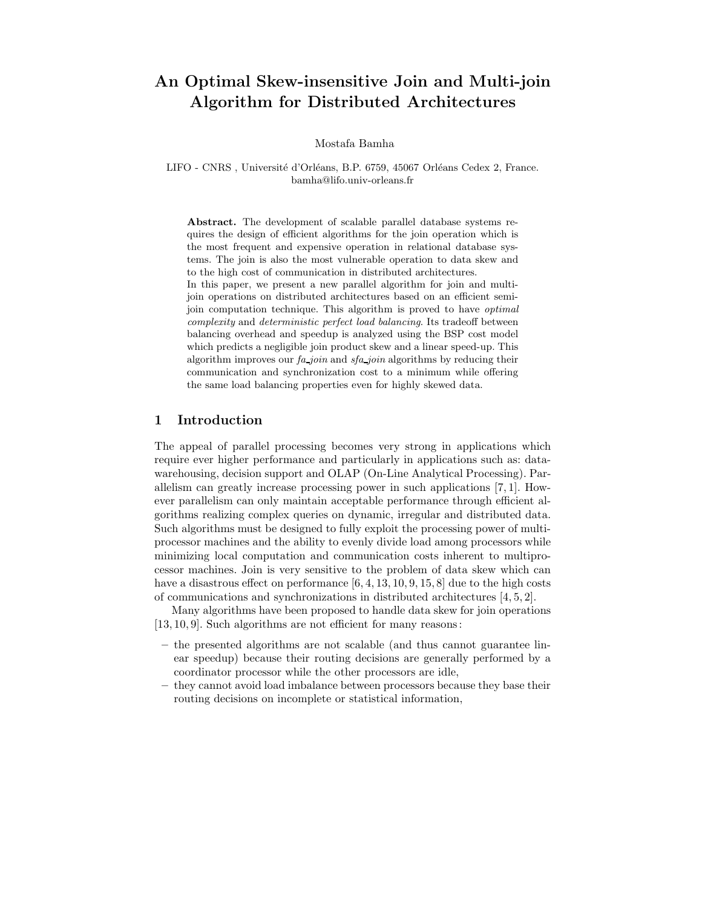# An Optimal Skew-insensitive Join and Multi-join Algorithm for Distributed Architectures

Mostafa Bamha

LIFO - CNRS , Université d'Orléans, B.P. 6759, 45067 Orléans Cedex 2, France.
bamha@lifo.univ-orleans.fr

**Abstract.** The development of scalable parallel database systems requires the design of efficient algorithms for the join operation which is the most frequent and expensive operation in relational database systems. The join is also the most vulnerable operation to data skew and to the high cost of communication in distributed architectures.
In this paper, we present a new parallel algorithm for join and multi-join operations on distributed architectures based on an efficient semi-join computation technique. This algorithm is proved to have *optimal complexity* and *deterministic perfect load balancing*. Its tradeoff between balancing overhead and speedup is analyzed using the BSP cost model which predicts a negligible join product skew and a linear speed-up. This algorithm improves our *fa_join* and *sfa_join* algorithms by reducing their communication and synchronization cost to a minimum while offering the same load balancing properties even for highly skewed data.

## 1 Introduction

The appeal of parallel processing becomes very strong in applications which require ever higher performance and particularly in applications such as: data-warehousing, decision support and OLAP (On-Line Analytical Processing). Parallelism can greatly increase processing power in such applications [7, 1]. However parallelism can only maintain acceptable performance through efficient algorithms realizing complex queries on dynamic, irregular and distributed data. Such algorithms must be designed to fully exploit the processing power of multi-processor machines and the ability to evenly divide load among processors while minimizing local computation and communication costs inherent to multiprocessor machines. Join is very sensitive to the problem of data skew which can have a disastrous effect on performance [6, 4, 13, 10, 9, 15, 8] due to the high costs of communications and synchronizations in distributed architectures [4, 5, 2].

Many algorithms have been proposed to handle data skew for join operations [13, 10, 9]. Such algorithms are not efficient for many reasons:

– the presented algorithms are not scalable (and thus cannot guarantee linear speedup) because their routing decisions are generally performed by a coordinator processor while the other processors are idle,
– they cannot avoid load imbalance between processors because they base their routing decisions on incomplete or statistical information,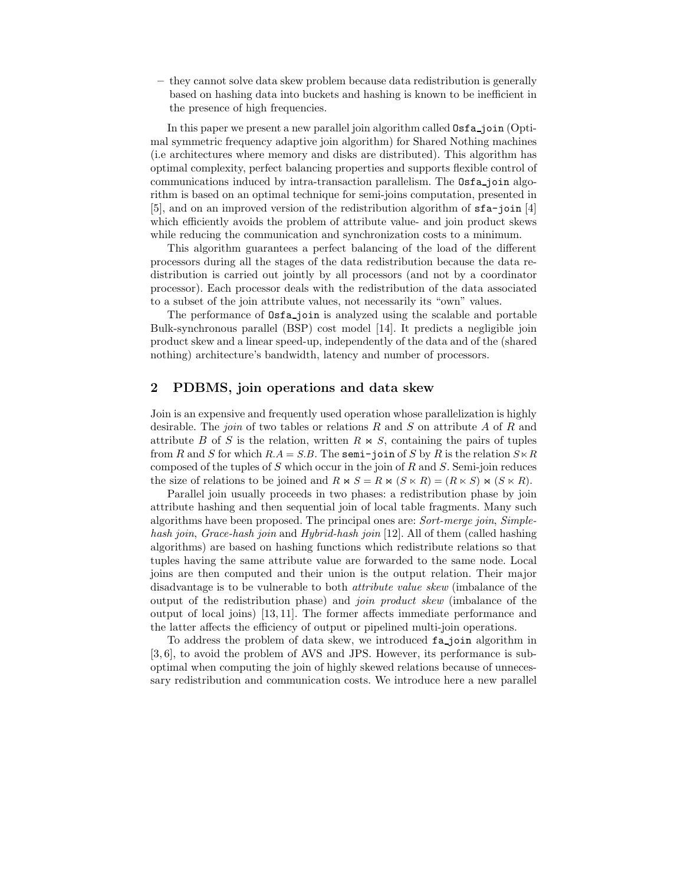– they cannot solve data skew problem because data redistribution is generally based on hashing data into buckets and hashing is known to be inefficient in the presence of high frequencies.

In this paper we present a new parallel join algorithm called `Osfa_join` (Optimal symmetric frequency adaptive join algorithm) for Shared Nothing machines (i.e architectures where memory and disks are distributed). This algorithm has optimal complexity, perfect balancing properties and supports flexible control of communications induced by intra-transaction parallelism. The `Osfa_join` algorithm is based on an optimal technique for semi-joins computation, presented in [5], and on an improved version of the redistribution algorithm of `sfa-join` [4] which efficiently avoids the problem of attribute value- and join product skews while reducing the communication and synchronization costs to a minimum.

This algorithm guarantees a perfect balancing of the load of the different processors during all the stages of the data redistribution because the data redistribution is carried out jointly by all processors (and not by a coordinator processor). Each processor deals with the redistribution of the data associated to a subset of the join attribute values, not necessarily its "own" values.

The performance of `Osfa_join` is analyzed using the scalable and portable Bulk-synchronous parallel (BSP) cost model [14]. It predicts a negligible join product skew and a linear speed-up, independently of the data and of the (shared nothing) architecture's bandwidth, latency and number of processors.

## 2 PDBMS, join operations and data skew

Join is an expensive and frequently used operation whose parallelization is highly desirable. The *join* of two tables or relations $R$ and $S$ on attribute $A$ of $R$ and attribute $B$ of $S$ is the relation, written $R \bowtie S$, containing the pairs of tuples from $R$ and $S$ for which $R.A = S.B$. The `semi-join` of $S$ by $R$ is the relation $S \ltimes R$ composed of the tuples of $S$ which occur in the join of $R$ and $S$. Semi-join reduces the size of relations to be joined and $R \bowtie S = R \bowtie (S \ltimes R) = (R \ltimes S) \bowtie (S \ltimes R)$.

Parallel join usually proceeds in two phases: a redistribution phase by join attribute hashing and then sequential join of local table fragments. Many such algorithms have been proposed. The principal ones are: *Sort-merge join*, *Simple-hash join*, *Grace-hash join* and *Hybrid-hash join* [12]. All of them (called hashing algorithms) are based on hashing functions which redistribute relations so that tuples having the same attribute value are forwarded to the same node. Local joins are then computed and their union is the output relation. Their major disadvantage is to be vulnerable to both *attribute value skew* (imbalance of the output of the redistribution phase) and *join product skew* (imbalance of the output of local joins) [13, 11]. The former affects immediate performance and the latter affects the efficiency of output or pipelined multi-join operations.

To address the problem of data skew, we introduced `fa_join` algorithm in [3, 6], to avoid the problem of AVS and JPS. However, its performance is sub-optimal when computing the join of highly skewed relations because of unnecessary redistribution and communication costs. We introduce here a new parallel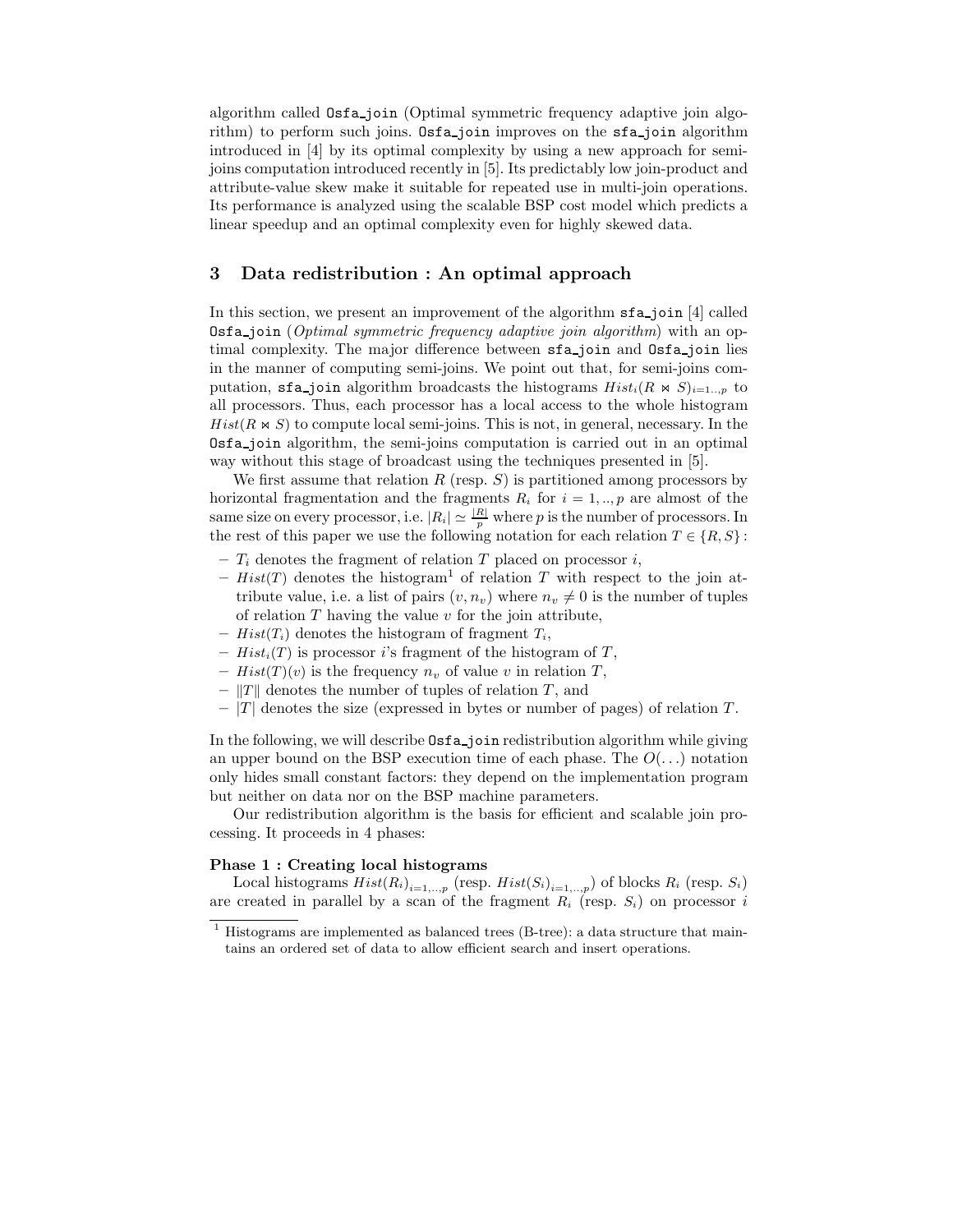algorithm called Osfa_join (Optimal symmetric frequency adaptive join algorithm) to perform such joins. Osfa_join improves on the sfa_join algorithm introduced in [4] by its optimal complexity by using a new approach for semi-joins computation introduced recently in [5]. Its predictably low join-product and attribute-value skew make it suitable for repeated use in multi-join operations. Its performance is analyzed using the scalable BSP cost model which predicts a linear speedup and an optimal complexity even for highly skewed data.

## 3 Data redistribution : An optimal approach

In this section, we present an improvement of the algorithm sfa_join [4] called Osfa_join (*Optimal symmetric frequency adaptive join algorithm*) with an optimal complexity. The major difference between sfa_join and Osfa_join lies in the manner of computing semi-joins. We point out that, for semi-joins computation, sfa_join algorithm broadcasts the histograms $Hist_i(R \ltimes S)_{i=1..,p}$ to all processors. Thus, each processor has a local access to the whole histogram $Hist(R \ltimes S)$ to compute local semi-joins. This is not, in general, necessary. In the Osfa_join algorithm, the semi-joins computation is carried out in an optimal way without this stage of broadcast using the techniques presented in [5].

We first assume that relation $R$ (resp. $S$) is partitioned among processors by horizontal fragmentation and the fragments $R_i$ for $i = 1, .., p$ are almost of the same size on every processor, i.e. $|R_i| \simeq \frac{|R|}{p}$ where $p$ is the number of processors. In the rest of this paper we use the following notation for each relation $T \in \{R, S\}$ :

- $T_i$ denotes the fragment of relation $T$ placed on processor $i$,
- $Hist(T)$ denotes the histogram[1] of relation $T$ with respect to the join attribute value, i.e. a list of pairs $(v, n_v)$ where $n_v \neq 0$ is the number of tuples of relation $T$ having the value $v$ for the join attribute,
- $Hist(T_i)$ denotes the histogram of fragment $T_i$,
- $Hist_i(T)$ is processor $i$'s fragment of the histogram of $T$,
- $Hist(T)(v)$ is the frequency $n_v$ of value $v$ in relation $T$,
- $\|T\|$ denotes the number of tuples of relation $T$, and
- $|T|$ denotes the size (expressed in bytes or number of pages) of relation $T$.

In the following, we will describe Osfa_join redistribution algorithm while giving an upper bound on the BSP execution time of each phase. The $O(\ldots)$ notation only hides small constant factors: they depend on the implementation program but neither on data nor on the BSP machine parameters.

Our redistribution algorithm is the basis for efficient and scalable join processing. It proceeds in 4 phases:

**Phase 1 : Creating local histograms**

Local histograms $Hist(R_i)_{i=1,..,p}$ (resp. $Hist(S_i)_{i=1,..,p}$) of blocks $R_i$ (resp. $S_i$) are created in parallel by a scan of the fragment $R_i$ (resp. $S_i$) on processor $i$

[1] Histograms are implemented as balanced trees (B-tree): a data structure that maintains an ordered set of data to allow efficient search and insert operations.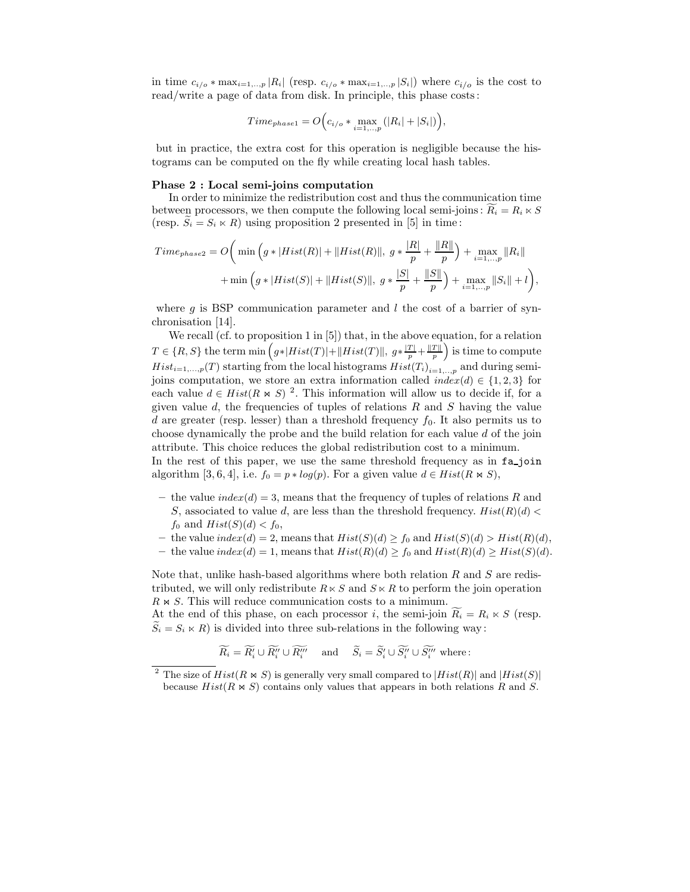in time $c_{i/o} * \max_{i=1,..,p} |R_i|$ (resp. $c_{i/o} * \max_{i=1,..,p} |S_i|$) where $c_{i/o}$ is the cost to read/write a page of data from disk. In principle, this phase costs:

$$Time_{phase1} = O\Big(c_{i/o} * \max_{i=1,..,p} (|R_i| + |S_i|)\Big),$$

but in practice, the extra cost for this operation is negligible because the histograms can be computed on the fly while creating local hash tables.

**Phase 2 : Local semi-joins computation**

In order to minimize the redistribution cost and thus the communication time between processors, we then compute the following local semi-joins: $\widetilde{R_i} = R_i \ltimes S$ (resp. $\widetilde{S_i} = S_i \ltimes R$) using proposition 2 presented in [5] in time:

$$Time_{phase2} = O\bigg(\min\Big(g * |Hist(R)| + \|Hist(R)\|,\ g * \frac{|R|}{p} + \frac{\|R\|}{p}\Big) + \max_{i=1,..,p} \|R_i\|$$
$$+ \min\Big(g * |Hist(S)| + \|Hist(S)\|,\ g * \frac{|S|}{p} + \frac{\|S\|}{p}\Big) + \max_{i=1,..,p} \|S_i\| + l\bigg),$$

where $g$ is BSP communication parameter and $l$ the cost of a barrier of synchronisation [14].

We recall (cf. to proposition 1 in [5]) that, in the above equation, for a relation $T \in \{R, S\}$ the term $\min\Big(g*|Hist(T)|+\|Hist(T)\|,\ g*\frac{|T|}{p}+\frac{\|T\|}{p}\Big)$ is time to compute $Hist_{i=1,...,p}(T)$ starting from the local histograms $Hist(T_i)_{i=1,..,p}$ and during semi-joins computation, we store an extra information called $index(d) \in \{1, 2, 3\}$ for each value $d \in Hist(R \bowtie S)$ [2]. This information will allow us to decide if, for a given value $d$, the frequencies of tuples of relations $R$ and $S$ having the value $d$ are greater (resp. lesser) than a threshold frequency $f_0$. It also permits us to choose dynamically the probe and the build relation for each value $d$ of the join attribute. This choice reduces the global redistribution cost to a minimum.

In the rest of this paper, we use the same threshold frequency as in fa_join algorithm [3, 6, 4], i.e. $f_0 = p * log(p)$. For a given value $d \in Hist(R \bowtie S)$,

- the value $index(d) = 3$, means that the frequency of tuples of relations $R$ and $S$, associated to value $d$, are less than the threshold frequency. $Hist(R)(d) < f_0$ and $Hist(S)(d) < f_0$,
- the value $index(d) = 2$, means that $Hist(S)(d) \geq f_0$ and $Hist(S)(d) > Hist(R)(d)$,
- the value $index(d) = 1$, means that $Hist(R)(d) \geq f_0$ and $Hist(R)(d) \geq Hist(S)(d)$.

Note that, unlike hash-based algorithms where both relation $R$ and $S$ are redistributed, we will only redistribute $R \ltimes S$ and $S \ltimes R$ to perform the join operation $R \bowtie S$. This will reduce communication costs to a minimum.

At the end of this phase, on each processor $i$, the semi-join $\widetilde{R_i} = R_i \ltimes S$ (resp. $\widetilde{S_i} = S_i \ltimes R$) is divided into three sub-relations in the following way:

$$\widetilde{R_i} = \widetilde{R_i'} \cup \widetilde{R_i''} \cup \widetilde{R_i'''} \quad \text{and} \quad \widetilde{S_i} = \widetilde{S_i'} \cup \widetilde{S_i''} \cup \widetilde{S_i'''} \text{ where:}$$

[2] The size of $Hist(R \bowtie S)$ is generally very small compared to $|Hist(R)|$ and $|Hist(S)|$ because $Hist(R \bowtie S)$ contains only values that appears in both relations $R$ and $S$.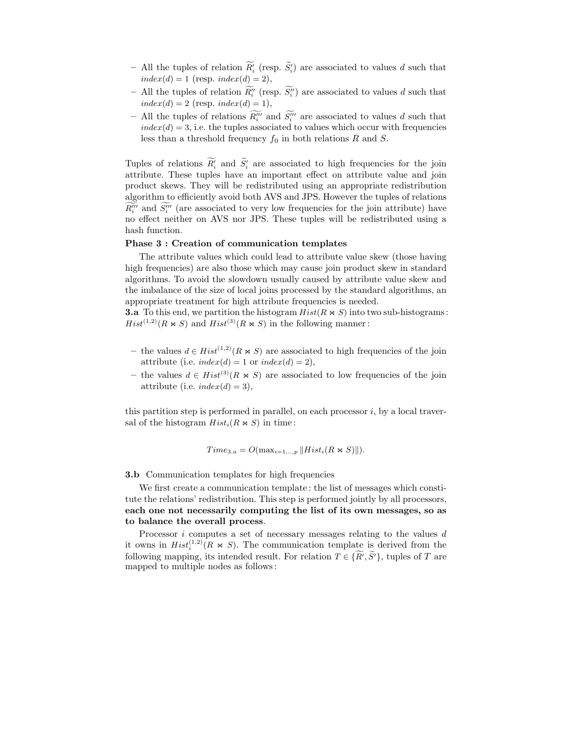- All the tuples of relation $\widetilde{R'_i}$ (resp. $\widetilde{S'_i}$) are associated to values $d$ such that $index(d) = 1$ (resp. $index(d) = 2$),
- All the tuples of relation $\widetilde{R''_i}$ (resp. $\widetilde{S''_i}$) are associated to values $d$ such that $index(d) = 2$ (resp. $index(d) = 1$),
- All the tuples of relations $\widetilde{R'''_i}$ and $\widetilde{S'''_i}$ are associated to values $d$ such that $index(d) = 3$, i.e. the tuples associated to values which occur with frequencies less than a threshold frequency $f_0$ in both relations $R$ and $S$.

Tuples of relations $\widetilde{R'_i}$ and $\widetilde{S'_i}$ are associated to high frequencies for the join attribute. These tuples have an important effect on attribute value and join product skews. They will be redistributed using an appropriate redistribution algorithm to efficiently avoid both AVS and JPS. However the tuples of relations $\widetilde{R'''_i}$ and $\widetilde{S'''_i}$ (are associated to very low frequencies for the join attribute) have no effect neither on AVS nor JPS. These tuples will be redistributed using a hash function.

**Phase 3 : Creation of communication templates**

The attribute values which could lead to attribute value skew (those having high frequencies) are also those which may cause join product skew in standard algorithms. To avoid the slowdown usually caused by attribute value skew and the imbalance of the size of local joins processed by the standard algorithms, an appropriate treatment for high attribute frequencies is needed.

**3.a** To this end, we partition the histogram $Hist(R \bowtie S)$ into two sub-histograms : $Hist^{(1,2)}(R \bowtie S)$ and $Hist^{(3)}(R \bowtie S)$ in the following manner :

- the values $d \in Hist^{(1,2)}(R \bowtie S)$ are associated to high frequencies of the join attribute (i.e. $index(d) = 1$ or $index(d) = 2$),
- the values $d \in Hist^{(3)}(R \bowtie S)$ are associated to low frequencies of the join attribute (i.e. $index(d) = 3$),

this partition step is performed in parallel, on each processor $i$, by a local traversal of the histogram $Hist_i(R \bowtie S)$ in time :

$$Time_{3.a} = O(\max_{i=1,..,p} \|Hist_i(R \bowtie S)\|).$$

**3.b** Communication templates for high frequencies

We first create a communication template : the list of messages which constitute the relations' redistribution. This step is performed jointly by all processors, **each one not necessarily computing the list of its own messages, so as to balance the overall process**.

Processor $i$ computes a set of necessary messages relating to the values $d$ it owns in $Hist_i^{(1,2)}(R \bowtie S)$. The communication template is derived from the following mapping, its intended result. For relation $T \in \{\widetilde{R'}, \widetilde{S'}\}$, tuples of $T$ are mapped to multiple nodes as follows :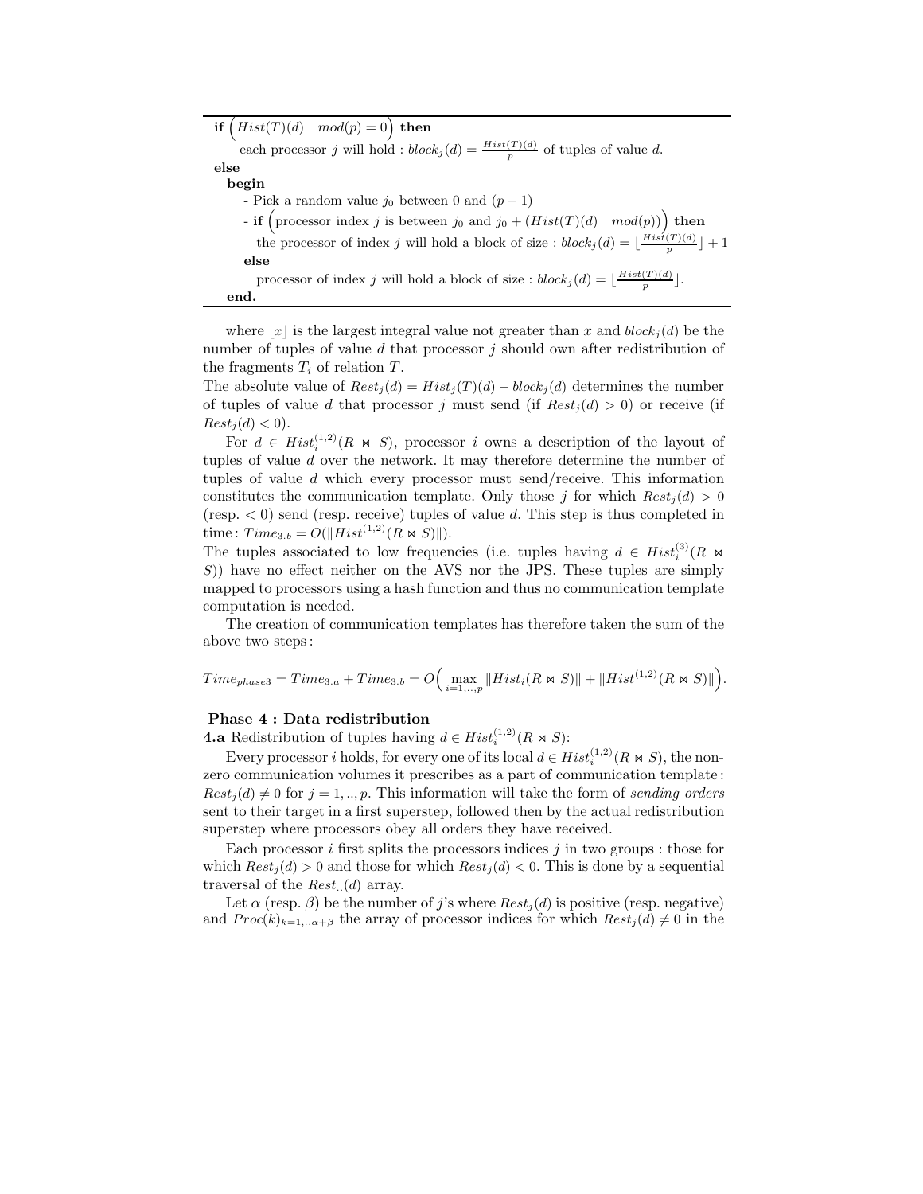```
if ( Hist(T)(d)   mod(p) = 0 ) then
    each processor j will hold : block_j(d) = Hist(T)(d)/p of tuples of value d.
else
  begin
    - Pick a random value j_0 between 0 and (p − 1)
    - if ( processor index j is between j_0 and j_0 + (Hist(T)(d)   mod(p)) ) then
        the processor of index j will hold a block of size : block_j(d) = ⌊Hist(T)(d)/p⌋ + 1
      else
        processor of index j will hold a block of size : block_j(d) = ⌊Hist(T)(d)/p⌋.
  end.
```

where $\lfloor x \rfloor$ is the largest integral value not greater than $x$ and $block_j(d)$ be the number of tuples of value $d$ that processor $j$ should own after redistribution of the fragments $T_i$ of relation $T$.

The absolute value of $Rest_j(d) = Hist_j(T)(d) - block_j(d)$ determines the number of tuples of value $d$ that processor $j$ must send (if $Rest_j(d) > 0$) or receive (if $Rest_j(d) < 0$).

For $d \in Hist_i^{(1,2)}(R \bowtie S)$, processor $i$ owns a description of the layout of tuples of value $d$ over the network. It may therefore determine the number of tuples of value $d$ which every processor must send/receive. This information constitutes the communication template. Only those $j$ for which $Rest_j(d) > 0$ (resp. $< 0$) send (resp. receive) tuples of value $d$. This step is thus completed in time : $Time_{3.b} = O(\|Hist^{(1,2)}(R \bowtie S)\|)$.

The tuples associated to low frequencies (i.e. tuples having $d \in Hist_i^{(3)}(R \bowtie S)$) have no effect neither on the AVS nor the JPS. These tuples are simply mapped to processors using a hash function and thus no communication template computation is needed.

The creation of communication templates has therefore taken the sum of the above two steps :

$$Time_{phase3} = Time_{3.a} + Time_{3.b} = O\Big(\max_{i=1,..,p} \|Hist_i(R \bowtie S)\| + \|Hist^{(1,2)}(R \bowtie S)\|\Big).$$

**Phase 4 : Data redistribution**

**4.a** Redistribution of tuples having $d \in Hist_i^{(1,2)}(R \bowtie S)$:

Every processor $i$ holds, for every one of its local $d \in Hist_i^{(1,2)}(R \bowtie S)$, the non-zero communication volumes it prescribes as a part of communication template : $Rest_j(d) \neq 0$ for $j = 1, .., p$. This information will take the form of *sending orders* sent to their target in a first superstep, followed then by the actual redistribution superstep where processors obey all orders they have received.

Each processor $i$ first splits the processors indices $j$ in two groups : those for which $Rest_j(d) > 0$ and those for which $Rest_j(d) < 0$. This is done by a sequential traversal of the $Rest_{..}(d)$ array.

Let $\alpha$ (resp. $\beta$) be the number of $j$'s where $Rest_j(d)$ is positive (resp. negative) and $Proc(k)_{k=1,..\alpha+\beta}$ the array of processor indices for which $Rest_j(d) \neq 0$ in the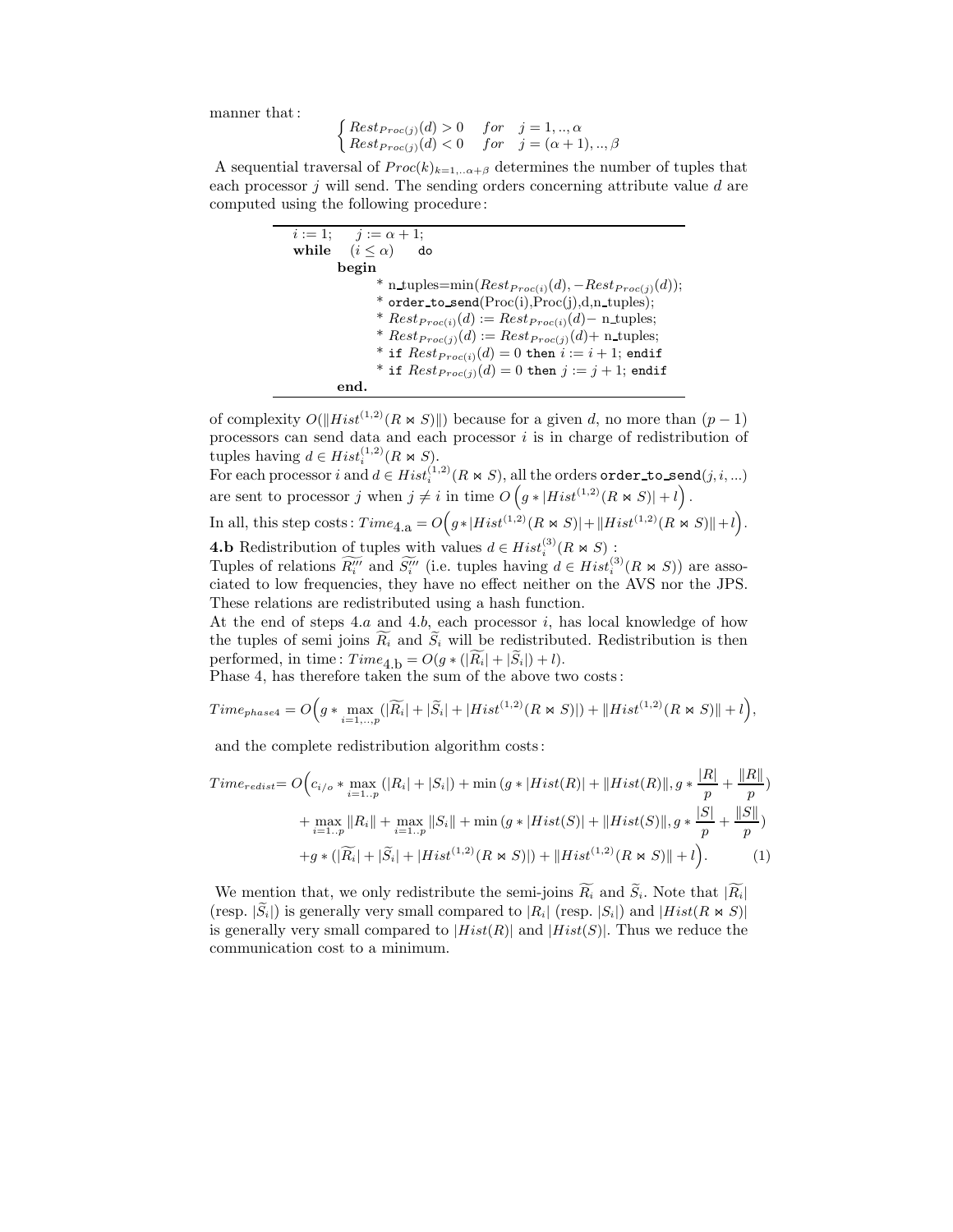manner that:

$$\begin{cases} Rest_{Proc(j)}(d) > 0 & for \quad j = 1, .., \alpha \\ Rest_{Proc(j)}(d) < 0 & for \quad j = (\alpha+1), .., \beta \end{cases}$$

A sequential traversal of $Proc(k)_{k=1,..\alpha+\beta}$ determines the number of tuples that each processor $j$ will send. The sending orders concerning attribute value $d$ are computed using the following procedure:

```
i := 1;    j := α + 1;
while  (i ≤ α)   do
   begin
       * n_tuples=min(Rest_Proc(i)(d), −Rest_Proc(j)(d));
       * order_to_send(Proc(i),Proc(j),d,n_tuples);
       * Rest_Proc(i)(d) := Rest_Proc(i)(d)− n_tuples;
       * Rest_Proc(j)(d) := Rest_Proc(j)(d)+ n_tuples;
       * if Rest_Proc(i)(d) = 0 then i := i + 1; endif
       * if Rest_Proc(j)(d) = 0 then j := j + 1; endif
   end.
```

of complexity $O(\|Hist^{(1,2)}(R \bowtie S)\|)$ because for a given $d$, no more than $(p-1)$ processors can send data and each processor $i$ is in charge of redistribution of tuples having $d \in Hist_i^{(1,2)}(R \bowtie S)$.

For each processor $i$ and $d \in Hist_i^{(1,2)}(R \bowtie S)$, all the orders order_to_send$(j, i, ...)$ are sent to processor $j$ when $j \neq i$ in time $O\left(g * |Hist^{(1,2)}(R \bowtie S)| + l\right)$.

In all, this step costs: $Time_{4.a} = O\Big(g * |Hist^{(1,2)}(R \bowtie S)| + \|Hist^{(1,2)}(R \bowtie S)\| + l\Big)$.

**4.b** Redistribution of tuples with values $d \in Hist_i^{(3)}(R \bowtie S)$ :

Tuples of relations $\widetilde{R_i'''}$ and $\widetilde{S_i'''}$ (i.e. tuples having $d \in Hist_i^{(3)}(R \bowtie S)$) are associated to low frequencies, they have no effect neither on the AVS nor the JPS. These relations are redistributed using a hash function.

At the end of steps 4.$a$ and 4.$b$, each processor $i$, has local knowledge of how the tuples of semi joins $\widetilde{R_i}$ and $\widetilde{S_i}$ will be redistributed. Redistribution is then performed, in time: $Time_{4.b} = O(g * (|\widetilde{R_i}| + |\widetilde{S_i}|) + l)$.

Phase 4, has therefore taken the sum of the above two costs:

$$Time_{phase4} = O\Big(g * \max_{i=1,..,p}(|\widetilde{R_i}| + |\widetilde{S_i}| + |Hist^{(1,2)}(R \bowtie S)|) + \|Hist^{(1,2)}(R \bowtie S)\| + l\Big),$$

and the complete redistribution algorithm costs:

$$\begin{aligned} Time_{redist} = O\Big(& c_{i/o} * \max_{i=1..p}(|R_i| + |S_i|) + \min(g * |Hist(R)| + \|Hist(R)\|, g * \frac{|R|}{p} + \frac{\|R\|}{p}) \\ &+ \max_{i=1..p}\|R_i\| + \max_{i=1..p}\|S_i\| + \min(g * |Hist(S)| + \|Hist(S)\|, g * \frac{|S|}{p} + \frac{\|S\|}{p}) \\ &+ g * (|\widetilde{R_i}| + |\widetilde{S_i}| + |Hist^{(1,2)}(R \bowtie S)|) + \|Hist^{(1,2)}(R \bowtie S)\| + l\Big). \end{aligned} \quad (1)$$

We mention that, we only redistribute the semi-joins $\widetilde{R_i}$ and $\widetilde{S_i}$. Note that $|\widetilde{R_i}|$ (resp. $|\widetilde{S_i}|$) is generally very small compared to $|R_i|$ (resp. $|S_i|$) and $|Hist(R \bowtie S)|$ is generally very small compared to $|Hist(R)|$ and $|Hist(S)|$. Thus we reduce the communication cost to a minimum.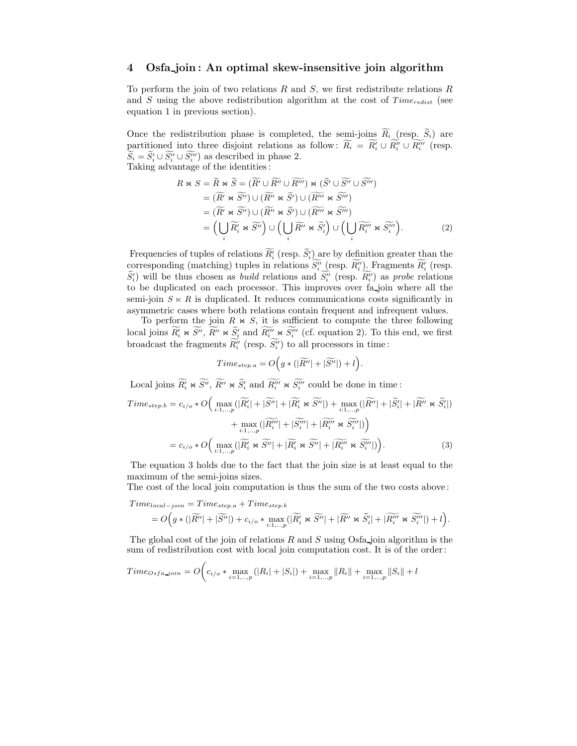## 4 Osfa_join : An optimal skew-insensitive join algorithm

To perform the join of two relations $R$ and $S$, we first redistribute relations $R$ and $S$ using the above redistribution algorithm at the cost of $Time_{redist}$ (see equation 1 in previous section).

Once the redistribution phase is completed, the semi-joins $\widetilde{R_i}$ (resp. $\widetilde{S_i}$) are partitioned into three disjoint relations as follow : $\widetilde{R_i} = \widetilde{R'_i} \cup \widetilde{R''_i} \cup \widetilde{R'''_i}$ (resp. $\widetilde{S_i} = \widetilde{S'_i} \cup \widetilde{S''_i} \cup \widetilde{S'''_i}$) as described in phase 2.
Taking advantage of the identities :

$$
\begin{aligned}
R \bowtie S = \widetilde{R} \bowtie \widetilde{S} &= (\widetilde{R'} \cup \widetilde{R''} \cup \widetilde{R'''}) \bowtie (\widetilde{S'} \cup \widetilde{S''} \cup \widetilde{S'''}) \\
&= (\widetilde{R'} \bowtie \widetilde{S''}) \cup (\widetilde{R''} \bowtie \widetilde{S'}) \cup (\widetilde{R'''} \bowtie \widetilde{S'''}) \\
&= (\widetilde{R'} \bowtie \widetilde{S''}) \cup (\widetilde{R''} \bowtie \widetilde{S'}) \cup (\widetilde{R'''} \bowtie \widetilde{S'''}) \\
&= \Big(\bigcup_i \widetilde{R'_i} \bowtie \widetilde{S''}\Big) \cup \Big(\bigcup_i \widetilde{R''} \bowtie \widetilde{S'_i}\Big) \cup \Big(\bigcup_i \widetilde{R'''_i} \bowtie \widetilde{S'''_i}\Big). \qquad (2)
\end{aligned}
$$

Frequencies of tuples of relations $\widetilde{R'_i}$ (resp. $\widetilde{S'_i}$) are by definition greater than the corresponding (matching) tuples in relations $\widetilde{S''_i}$ (resp. $\widetilde{R''_i}$). Fragments $\widetilde{R'_i}$ (resp. $\widetilde{S'_i}$) will be thus chosen as *build* relations and $\widetilde{S''_i}$ (resp. $\widetilde{R''_i}$) as *probe* relations to be duplicated on each processor. This improves over fa_join where all the semi-join $S \ltimes R$ is duplicated. It reduces communications costs significantly in asymmetric cases where both relations contain frequent and infrequent values.

To perform the join $R \bowtie S$, it is sufficient to compute the three following local joins $\widetilde{R'_i} \bowtie \widetilde{S''}$, $\widetilde{R''} \bowtie \widetilde{S'_i}$ and $\widetilde{R'''_i} \bowtie \widetilde{S'''_i}$ (cf. equation 2). To this end, we first broadcast the fragments $\widetilde{R''_i}$ (resp. $\widetilde{S''_i}$) to all processors in time :

$$Time_{step.a} = O\Big(g * (|\widetilde{R''}| + |\widetilde{S''}|) + l\Big).$$

Local joins $\widetilde{R'_i} \bowtie \widetilde{S''}$, $\widetilde{R''} \bowtie \widetilde{S'_i}$ and $\widetilde{R'''_i} \bowtie \widetilde{S'''_i}$ could be done in time :

$$
\begin{aligned}
Time_{step.b} &= c_{i/o} * O\Big(\max_{i:1,..,p}(|\widetilde{R'_i}| + |\widetilde{S''}| + |\widetilde{R'_i} \bowtie \widetilde{S''}|) + \max_{i:1,..,p}(|\widetilde{R''}| + |\widetilde{S'_i}| + |\widetilde{R''} \bowtie \widetilde{S'_i}|) \\
&\qquad + \max_{i:1,..,p}(|\widetilde{R'''_i}| + |\widetilde{S'''_i}| + |\widetilde{R'''_i} \bowtie \widetilde{S'''_i}|)\Big) \\
&= c_{i/o} * O\Big(\max_{i:1,..,p}(|\widetilde{R'_i} \bowtie \widetilde{S''}| + |\widetilde{R'_i} \bowtie \widetilde{S''}| + |\widetilde{R'''_i} \bowtie \widetilde{S'''_i}|)\Big). \qquad (3)
\end{aligned}
$$

The equation 3 holds due to the fact that the join size is at least equal to the maximum of the semi-joins sizes.
The cost of the local join computation is thus the sum of the two costs above :

$$
\begin{aligned}
Time_{local-join} &= Time_{step.a} + Time_{step.b} \\
&= O\Big(g * (|\widetilde{R''}| + |\widetilde{S''}|) + c_{i/o} * \max_{i:1,..,p}(|\widetilde{R'_i} \bowtie \widetilde{S''}| + |\widetilde{R''} \bowtie \widetilde{S'_i}| + |\widetilde{R'''_i} \bowtie \widetilde{S'''_i}|) + l\Big).
\end{aligned}
$$

The global cost of the join of relations $R$ and $S$ using Osfa_join algorithm is the sum of redistribution cost with local join computation cost. It is of the order :

$$Time_{Osfa\_join} = O\Bigg(c_{i/o} * \max_{i=1,..,p}(|R_i| + |S_i|) + \max_{i=1,..,p}\|R_i\| + \max_{i=1,..,p}\|S_i\| + l$$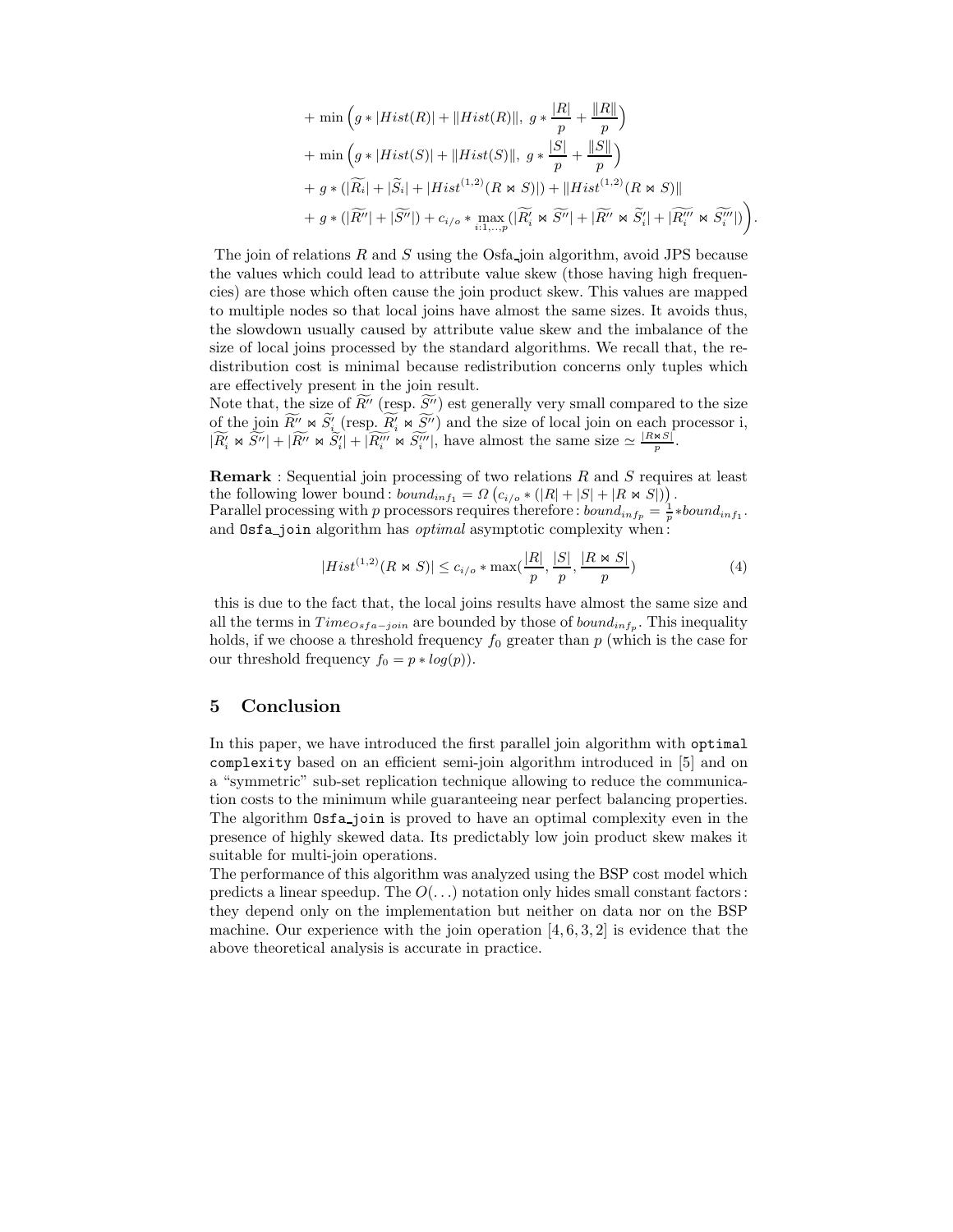$$
\begin{aligned}
&+ \min\Big(g * |Hist(R)| + \|Hist(R)\|,\ g * \frac{|R|}{p} + \frac{\|R\|}{p}\Big) \\
&+ \min\Big(g * |Hist(S)| + \|Hist(S)\|,\ g * \frac{|S|}{p} + \frac{\|S\|}{p}\Big) \\
&+ g * (|\widetilde{R_i}| + |\widetilde{S}_i| + |Hist^{(1,2)}(R \bowtie S)|) + \|Hist^{(1,2)}(R \bowtie S)\| \\
&+ g * (|\widetilde{R''}| + |\widetilde{S''}|) + c_{i/o} * \max_{i:1,..,p}(|\widetilde{R'_i} \bowtie \widetilde{S''}| + |\widetilde{R''} \bowtie \widetilde{S}'_i| + |\widetilde{R'''_i} \bowtie \widetilde{S'''_i}|)\Big).
\end{aligned}
$$

The join of relations $R$ and $S$ using the Osfa_join algorithm, avoid JPS because the values which could lead to attribute value skew (those having high frequencies) are those which often cause the join product skew. This values are mapped to multiple nodes so that local joins have almost the same sizes. It avoids thus, the slowdown usually caused by attribute value skew and the imbalance of the size of local joins processed by the standard algorithms. We recall that, the redistribution cost is minimal because redistribution concerns only tuples which are effectively present in the join result.
Note that, the size of $\widetilde{R''}$ (resp. $\widetilde{S''}$) est generally very small compared to the size of the join $\widetilde{R''} \bowtie \widetilde{S}'_i$ (resp. $\widetilde{R'_i} \bowtie \widetilde{S''}$) and the size of local join on each processor i, $|\widetilde{R'_i} \bowtie \widetilde{S''}| + |\widetilde{R''} \bowtie \widetilde{S}'_i| + |\widetilde{R'''_i} \bowtie \widetilde{S'''_i}|$, have almost the same size $\simeq \frac{|R \bowtie S|}{p}$.

**Remark** : Sequential join processing of two relations $R$ and $S$ requires at least the following lower bound : $bound_{inf_1} = \Omega\left(c_{i/o} * (|R| + |S| + |R \bowtie S|)\right)$.
Parallel processing with $p$ processors requires therefore : $bound_{inf_p} = \frac{1}{p} * bound_{inf_1}$.
and `Osfa_join` algorithm has *optimal* asymptotic complexity when :

$$
|Hist^{(1,2)}(R \bowtie S)| \leq c_{i/o} * \max\left(\frac{|R|}{p}, \frac{|S|}{p}, \frac{|R \bowtie S|}{p}\right) \tag{4}
$$

this is due to the fact that, the local joins results have almost the same size and all the terms in $Time_{Osfa-join}$ are bounded by those of $bound_{inf_p}$. This inequality holds, if we choose a threshold frequency $f_0$ greater than $p$ (which is the case for our threshold frequency $f_0 = p * log(p)$).

## 5 Conclusion

In this paper, we have introduced the first parallel join algorithm with `optimal complexity` based on an efficient semi-join algorithm introduced in [5] and on a "symmetric" sub-set replication technique allowing to reduce the communication costs to the minimum while guaranteeing near perfect balancing properties. The algorithm `Osfa_join` is proved to have an optimal complexity even in the presence of highly skewed data. Its predictably low join product skew makes it suitable for multi-join operations.
The performance of this algorithm was analyzed using the BSP cost model which predicts a linear speedup. The $O(\ldots)$ notation only hides small constant factors : they depend only on the implementation but neither on data nor on the BSP machine. Our experience with the join operation [4, 6, 3, 2] is evidence that the above theoretical analysis is accurate in practice.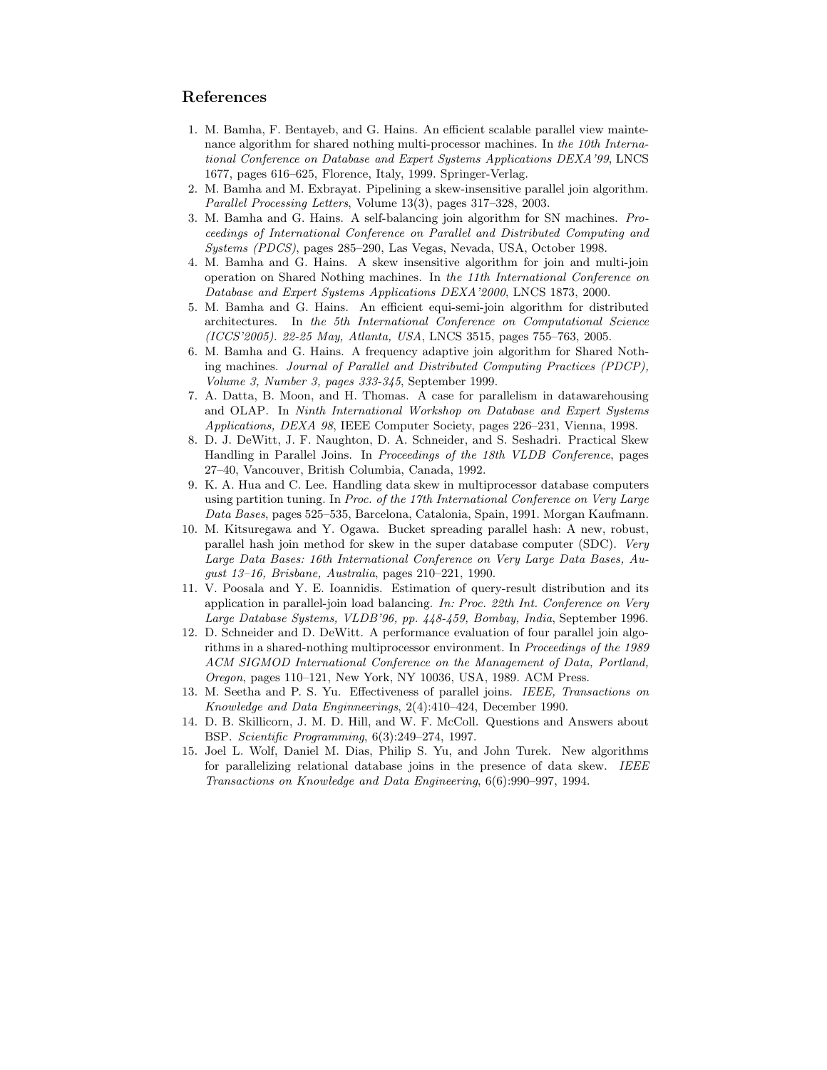## References

1. M. Bamha, F. Bentayeb, and G. Hains. An efficient scalable parallel view maintenance algorithm for shared nothing multi-processor machines. In *the 10th International Conference on Database and Expert Systems Applications DEXA'99*, LNCS 1677, pages 616–625, Florence, Italy, 1999. Springer-Verlag.
2. M. Bamha and M. Exbrayat. Pipelining a skew-insensitive parallel join algorithm. *Parallel Processing Letters*, Volume 13(3), pages 317–328, 2003.
3. M. Bamha and G. Hains. A self-balancing join algorithm for SN machines. *Proceedings of International Conference on Parallel and Distributed Computing and Systems (PDCS)*, pages 285–290, Las Vegas, Nevada, USA, October 1998.
4. M. Bamha and G. Hains. A skew insensitive algorithm for join and multi-join operation on Shared Nothing machines. In *the 11th International Conference on Database and Expert Systems Applications DEXA'2000*, LNCS 1873, 2000.
5. M. Bamha and G. Hains. An efficient equi-semi-join algorithm for distributed architectures. In *the 5th International Conference on Computational Science (ICCS'2005). 22-25 May, Atlanta, USA*, LNCS 3515, pages 755–763, 2005.
6. M. Bamha and G. Hains. A frequency adaptive join algorithm for Shared Nothing machines. *Journal of Parallel and Distributed Computing Practices (PDCP), Volume 3, Number 3, pages 333-345*, September 1999.
7. A. Datta, B. Moon, and H. Thomas. A case for parallelism in datawarehousing and OLAP. In *Ninth International Workshop on Database and Expert Systems Applications, DEXA 98*, IEEE Computer Society, pages 226–231, Vienna, 1998.
8. D. J. DeWitt, J. F. Naughton, D. A. Schneider, and S. Seshadri. Practical Skew Handling in Parallel Joins. In *Proceedings of the 18th VLDB Conference*, pages 27–40, Vancouver, British Columbia, Canada, 1992.
9. K. A. Hua and C. Lee. Handling data skew in multiprocessor database computers using partition tuning. In *Proc. of the 17th International Conference on Very Large Data Bases*, pages 525–535, Barcelona, Catalonia, Spain, 1991. Morgan Kaufmann.
10. M. Kitsuregawa and Y. Ogawa. Bucket spreading parallel hash: A new, robust, parallel hash join method for skew in the super database computer (SDC). *Very Large Data Bases: 16th International Conference on Very Large Data Bases, August 13–16, Brisbane, Australia*, pages 210–221, 1990.
11. V. Poosala and Y. E. Ioannidis. Estimation of query-result distribution and its application in parallel-join load balancing. *In: Proc. 22th Int. Conference on Very Large Database Systems, VLDB'96, pp. 448-459, Bombay, India*, September 1996.
12. D. Schneider and D. DeWitt. A performance evaluation of four parallel join algorithms in a shared-nothing multiprocessor environment. In *Proceedings of the 1989 ACM SIGMOD International Conference on the Management of Data, Portland, Oregon*, pages 110–121, New York, NY 10036, USA, 1989. ACM Press.
13. M. Seetha and P. S. Yu. Effectiveness of parallel joins. *IEEE, Transactions on Knowledge and Data Enginneerings*, 2(4):410–424, December 1990.
14. D. B. Skillicorn, J. M. D. Hill, and W. F. McColl. Questions and Answers about BSP. *Scientific Programming*, 6(3):249–274, 1997.
15. Joel L. Wolf, Daniel M. Dias, Philip S. Yu, and John Turek. New algorithms for parallelizing relational database joins in the presence of data skew. *IEEE Transactions on Knowledge and Data Engineering*, 6(6):990–997, 1994.